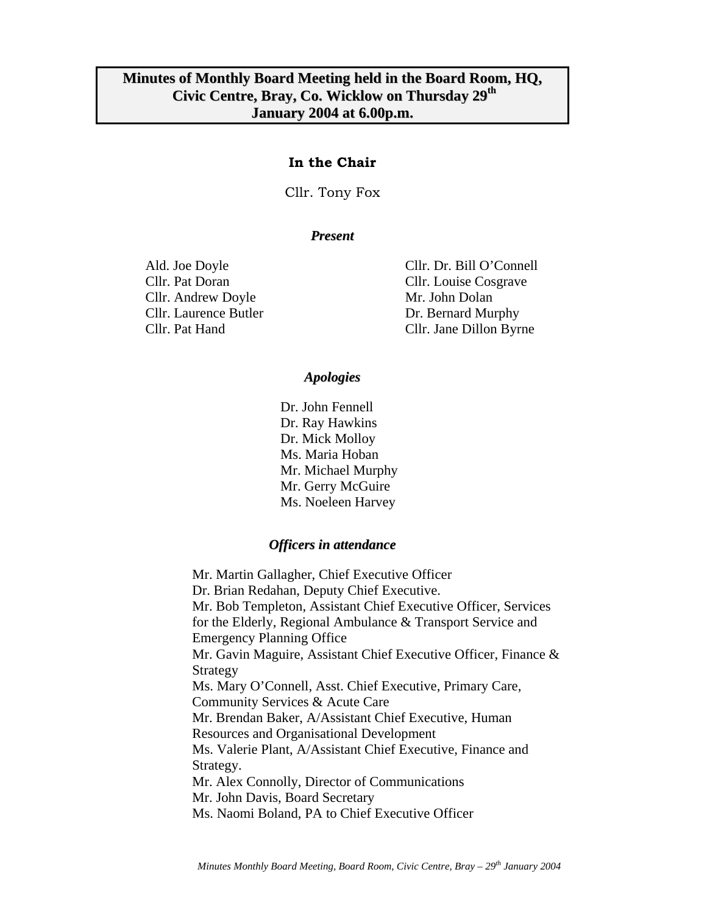# Minutes of Monthly Board Meeting held in the Board Room, HQ, Civic Centre, Bray, Co. Wicklow on Thursday 29th January 2004 at 6.00p.m.

**In the Chair**

Cllr. Tony Fox

***Present***

Ald. Joe Doyle
Cllr. Pat Doran
Cllr. Andrew Doyle
Cllr. Laurence Butler
Cllr. Pat Hand
Cllr. Dr. Bill O'Connell
Cllr. Louise Cosgrave
Mr. John Dolan
Dr. Bernard Murphy
Cllr. Jane Dillon Byrne

***Apologies***

Dr. John Fennell
Dr. Ray Hawkins
Dr. Mick Molloy
Ms. Maria Hoban
Mr. Michael Murphy
Mr. Gerry McGuire
Ms. Noeleen Harvey

***Officers in attendance***

Mr. Martin Gallagher, Chief Executive Officer
Dr. Brian Redahan, Deputy Chief Executive.
Mr. Bob Templeton, Assistant Chief Executive Officer, Services for the Elderly, Regional Ambulance & Transport Service and Emergency Planning Office
Mr. Gavin Maguire, Assistant Chief Executive Officer, Finance & Strategy
Ms. Mary O'Connell, Asst. Chief Executive, Primary Care, Community Services & Acute Care
Mr. Brendan Baker, A/Assistant Chief Executive, Human Resources and Organisational Development
Ms. Valerie Plant, A/Assistant Chief Executive, Finance and Strategy.
Mr. Alex Connolly, Director of Communications
Mr. John Davis, Board Secretary
Ms. Naomi Boland, PA to Chief Executive Officer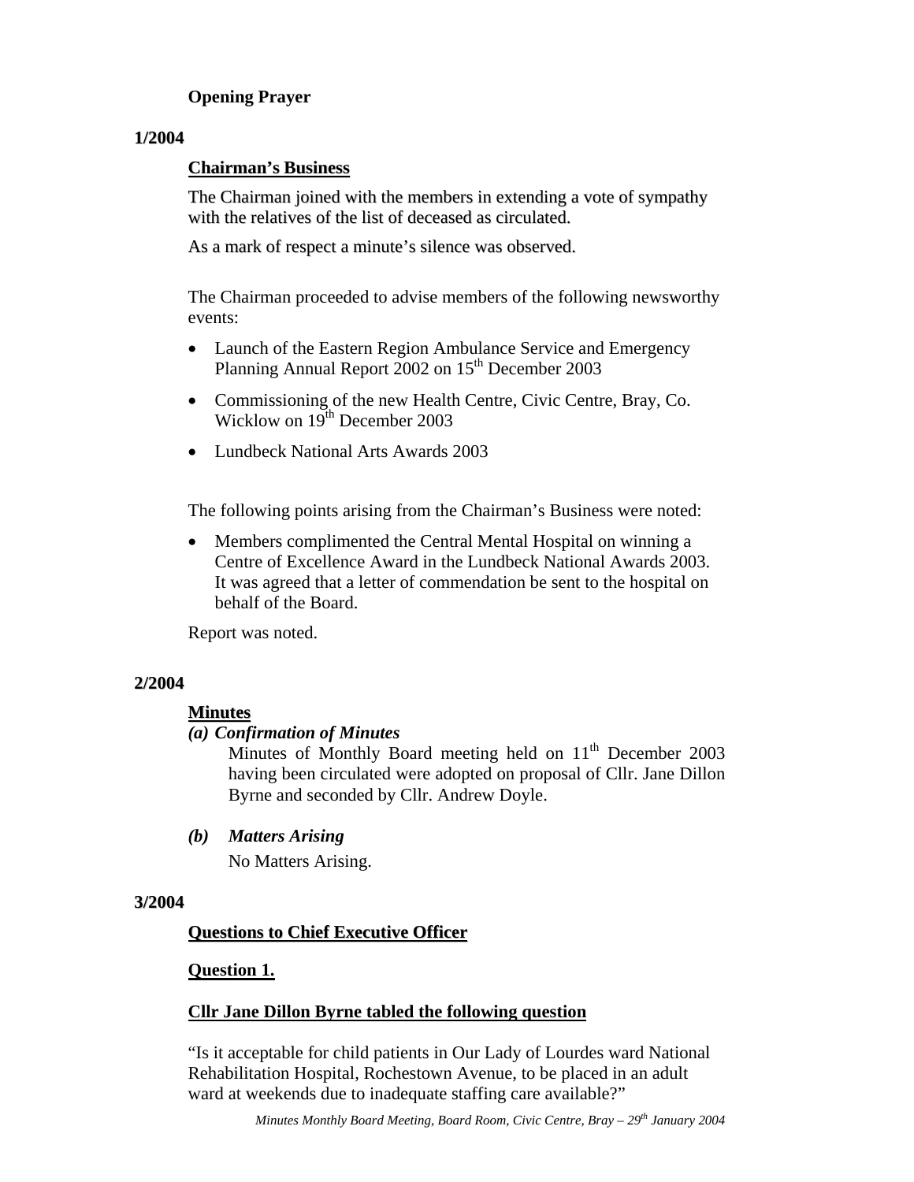**Opening Prayer**

**1/2004**

**Chairman's Business**

The Chairman joined with the members in extending a vote of sympathy with the relatives of the list of deceased as circulated.

As a mark of respect a minute's silence was observed.

The Chairman proceeded to advise members of the following newsworthy events:

- Launch of the Eastern Region Ambulance Service and Emergency Planning Annual Report 2002 on 15th December 2003
- Commissioning of the new Health Centre, Civic Centre, Bray, Co. Wicklow on 19th December 2003
- Lundbeck National Arts Awards 2003

The following points arising from the Chairman's Business were noted:

- Members complimented the Central Mental Hospital on winning a Centre of Excellence Award in the Lundbeck National Awards 2003. It was agreed that a letter of commendation be sent to the hospital on behalf of the Board.

Report was noted.

**2/2004**

**Minutes**

***(a) Confirmation of Minutes***

Minutes of Monthly Board meeting held on 11th December 2003 having been circulated were adopted on proposal of Cllr. Jane Dillon Byrne and seconded by Cllr. Andrew Doyle.

***(b) Matters Arising***

No Matters Arising.

**3/2004**

**Questions to Chief Executive Officer**

**Question 1.**

**Cllr Jane Dillon Byrne tabled the following question**

"Is it acceptable for child patients in Our Lady of Lourdes ward National Rehabilitation Hospital, Rochestown Avenue, to be placed in an adult ward at weekends due to inadequate staffing care available?"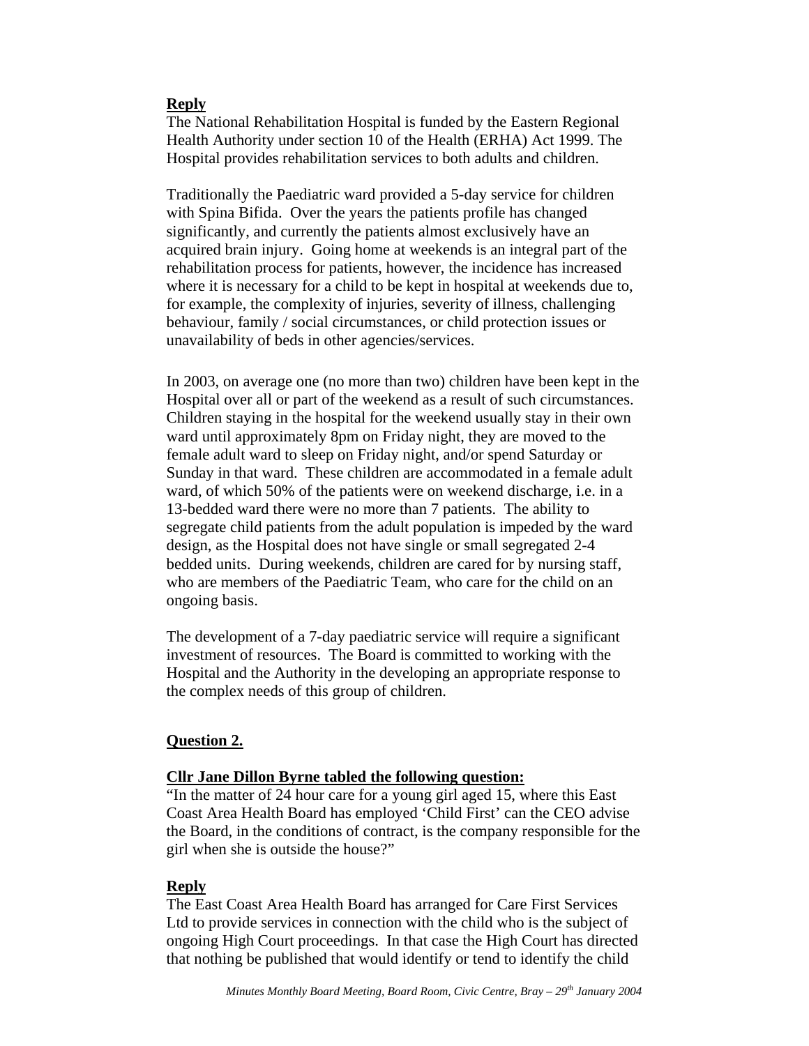**Reply**

The National Rehabilitation Hospital is funded by the Eastern Regional Health Authority under section 10 of the Health (ERHA) Act 1999. The Hospital provides rehabilitation services to both adults and children.

Traditionally the Paediatric ward provided a 5-day service for children with Spina Bifida. Over the years the patients profile has changed significantly, and currently the patients almost exclusively have an acquired brain injury. Going home at weekends is an integral part of the rehabilitation process for patients, however, the incidence has increased where it is necessary for a child to be kept in hospital at weekends due to, for example, the complexity of injuries, severity of illness, challenging behaviour, family / social circumstances, or child protection issues or unavailability of beds in other agencies/services.

In 2003, on average one (no more than two) children have been kept in the Hospital over all or part of the weekend as a result of such circumstances. Children staying in the hospital for the weekend usually stay in their own ward until approximately 8pm on Friday night, they are moved to the female adult ward to sleep on Friday night, and/or spend Saturday or Sunday in that ward. These children are accommodated in a female adult ward, of which 50% of the patients were on weekend discharge, i.e. in a 13-bedded ward there were no more than 7 patients. The ability to segregate child patients from the adult population is impeded by the ward design, as the Hospital does not have single or small segregated 2-4 bedded units. During weekends, children are cared for by nursing staff, who are members of the Paediatric Team, who care for the child on an ongoing basis.

The development of a 7-day paediatric service will require a significant investment of resources. The Board is committed to working with the Hospital and the Authority in the developing an appropriate response to the complex needs of this group of children.

**Question 2.**

**Cllr Jane Dillon Byrne tabled the following question:**

"In the matter of 24 hour care for a young girl aged 15, where this East Coast Area Health Board has employed 'Child First' can the CEO advise the Board, in the conditions of contract, is the company responsible for the girl when she is outside the house?"

**Reply**

The East Coast Area Health Board has arranged for Care First Services Ltd to provide services in connection with the child who is the subject of ongoing High Court proceedings. In that case the High Court has directed that nothing be published that would identify or tend to identify the child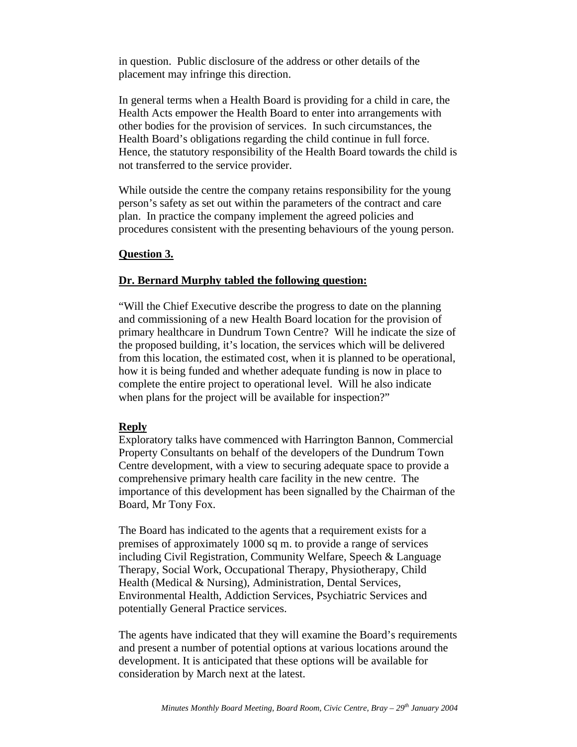in question. Public disclosure of the address or other details of the placement may infringe this direction.

In general terms when a Health Board is providing for a child in care, the Health Acts empower the Health Board to enter into arrangements with other bodies for the provision of services. In such circumstances, the Health Board's obligations regarding the child continue in full force. Hence, the statutory responsibility of the Health Board towards the child is not transferred to the service provider.

While outside the centre the company retains responsibility for the young person's safety as set out within the parameters of the contract and care plan. In practice the company implement the agreed policies and procedures consistent with the presenting behaviours of the young person.

**Question 3.**

**Dr. Bernard Murphy tabled the following question:**

"Will the Chief Executive describe the progress to date on the planning and commissioning of a new Health Board location for the provision of primary healthcare in Dundrum Town Centre? Will he indicate the size of the proposed building, it's location, the services which will be delivered from this location, the estimated cost, when it is planned to be operational, how it is being funded and whether adequate funding is now in place to complete the entire project to operational level. Will he also indicate when plans for the project will be available for inspection?"

**Reply**

Exploratory talks have commenced with Harrington Bannon, Commercial Property Consultants on behalf of the developers of the Dundrum Town Centre development, with a view to securing adequate space to provide a comprehensive primary health care facility in the new centre. The importance of this development has been signalled by the Chairman of the Board, Mr Tony Fox.

The Board has indicated to the agents that a requirement exists for a premises of approximately 1000 sq m. to provide a range of services including Civil Registration, Community Welfare, Speech & Language Therapy, Social Work, Occupational Therapy, Physiotherapy, Child Health (Medical & Nursing), Administration, Dental Services, Environmental Health, Addiction Services, Psychiatric Services and potentially General Practice services.

The agents have indicated that they will examine the Board's requirements and present a number of potential options at various locations around the development. It is anticipated that these options will be available for consideration by March next at the latest.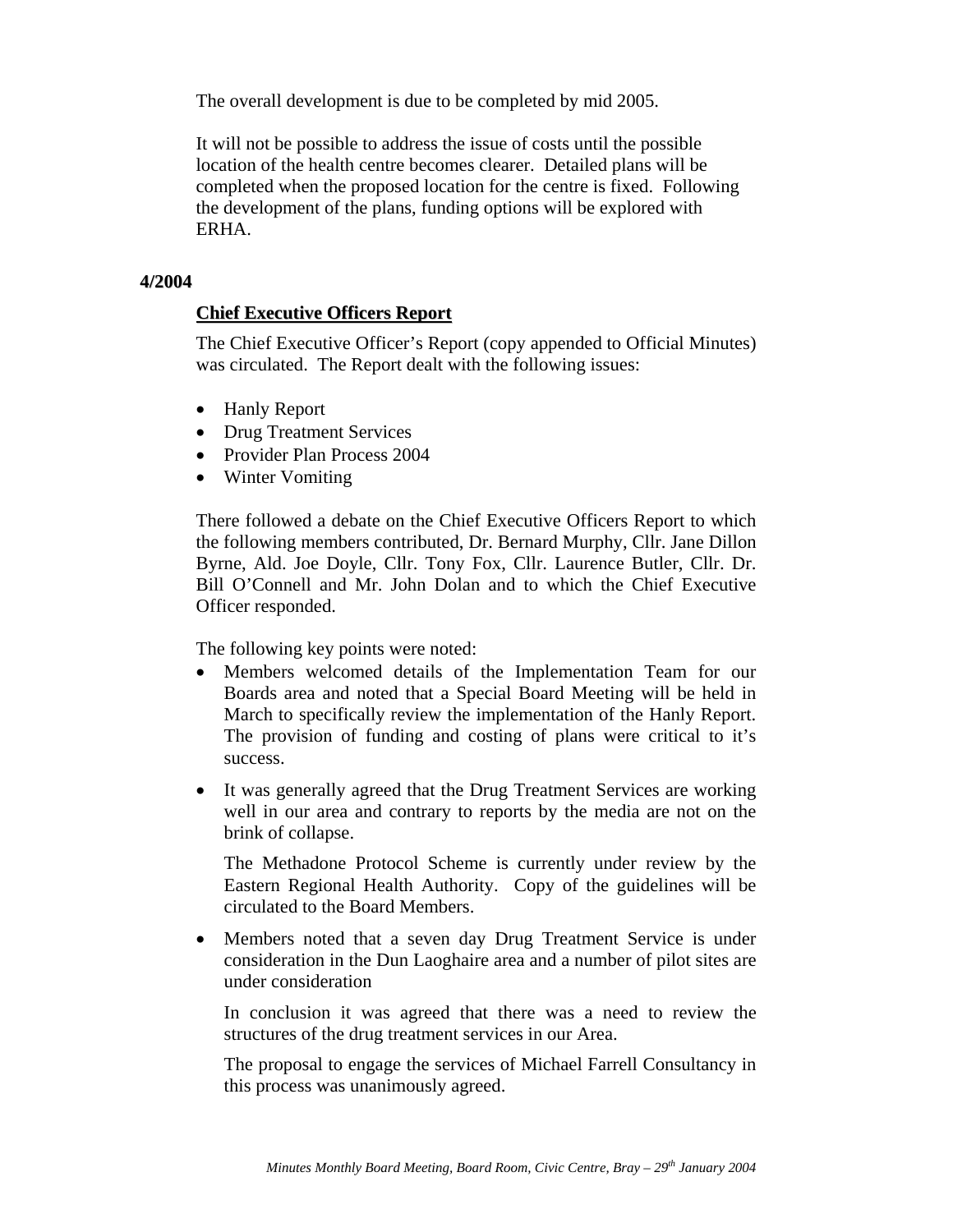The overall development is due to be completed by mid 2005.

It will not be possible to address the issue of costs until the possible location of the health centre becomes clearer. Detailed plans will be completed when the proposed location for the centre is fixed. Following the development of the plans, funding options will be explored with ERHA.

**4/2004**

**Chief Executive Officers Report**

The Chief Executive Officer's Report (copy appended to Official Minutes) was circulated. The Report dealt with the following issues:

- Hanly Report
- Drug Treatment Services
- Provider Plan Process 2004
- Winter Vomiting

There followed a debate on the Chief Executive Officers Report to which the following members contributed, Dr. Bernard Murphy, Cllr. Jane Dillon Byrne, Ald. Joe Doyle, Cllr. Tony Fox, Cllr. Laurence Butler, Cllr. Dr. Bill O'Connell and Mr. John Dolan and to which the Chief Executive Officer responded.

The following key points were noted:

- Members welcomed details of the Implementation Team for our Boards area and noted that a Special Board Meeting will be held in March to specifically review the implementation of the Hanly Report. The provision of funding and costing of plans were critical to it's success.

- It was generally agreed that the Drug Treatment Services are working well in our area and contrary to reports by the media are not on the brink of collapse.

  The Methadone Protocol Scheme is currently under review by the Eastern Regional Health Authority. Copy of the guidelines will be circulated to the Board Members.

- Members noted that a seven day Drug Treatment Service is under consideration in the Dun Laoghaire area and a number of pilot sites are under consideration

  In conclusion it was agreed that there was a need to review the structures of the drug treatment services in our Area.

  The proposal to engage the services of Michael Farrell Consultancy in this process was unanimously agreed.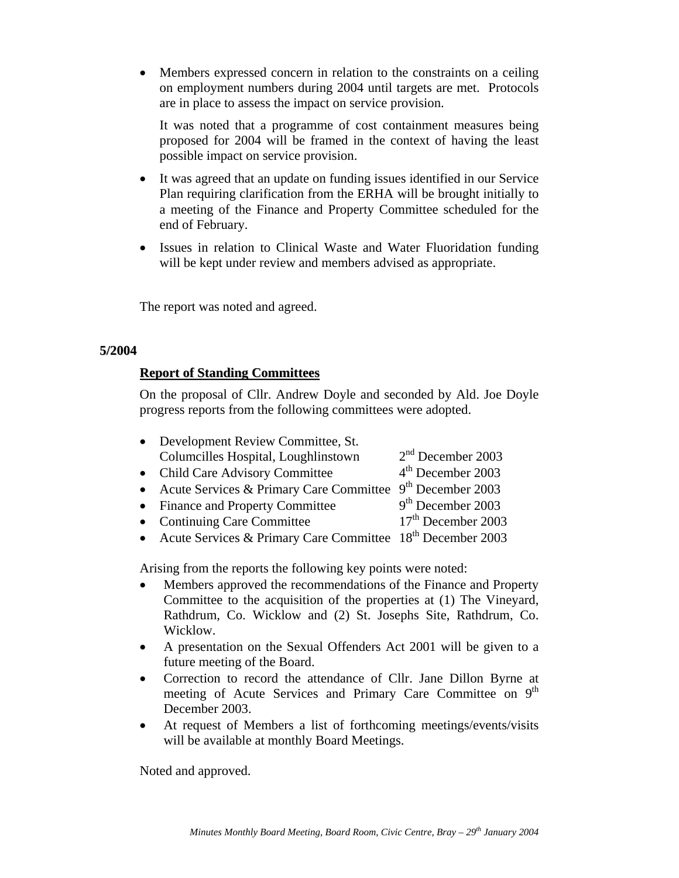- Members expressed concern in relation to the constraints on a ceiling on employment numbers during 2004 until targets are met. Protocols are in place to assess the impact on service provision.

  It was noted that a programme of cost containment measures being proposed for 2004 will be framed in the context of having the least possible impact on service provision.

- It was agreed that an update on funding issues identified in our Service Plan requiring clarification from the ERHA will be brought initially to a meeting of the Finance and Property Committee scheduled for the end of February.

- Issues in relation to Clinical Waste and Water Fluoridation funding will be kept under review and members advised as appropriate.

The report was noted and agreed.

**5/2004**

**Report of Standing Committees**

On the proposal of Cllr. Andrew Doyle and seconded by Ald. Joe Doyle progress reports from the following committees were adopted.

- Development Review Committee, St. Columcilles Hospital, Loughlinstown — 2nd December 2003
- Child Care Advisory Committee — 4th December 2003
- Acute Services & Primary Care Committee — 9th December 2003
- Finance and Property Committee — 9th December 2003
- Continuing Care Committee — 17th December 2003
- Acute Services & Primary Care Committee — 18th December 2003

Arising from the reports the following key points were noted:

- Members approved the recommendations of the Finance and Property Committee to the acquisition of the properties at (1) The Vineyard, Rathdrum, Co. Wicklow and (2) St. Josephs Site, Rathdrum, Co. Wicklow.
- A presentation on the Sexual Offenders Act 2001 will be given to a future meeting of the Board.
- Correction to record the attendance of Cllr. Jane Dillon Byrne at meeting of Acute Services and Primary Care Committee on 9th December 2003.
- At request of Members a list of forthcoming meetings/events/visits will be available at monthly Board Meetings.

Noted and approved.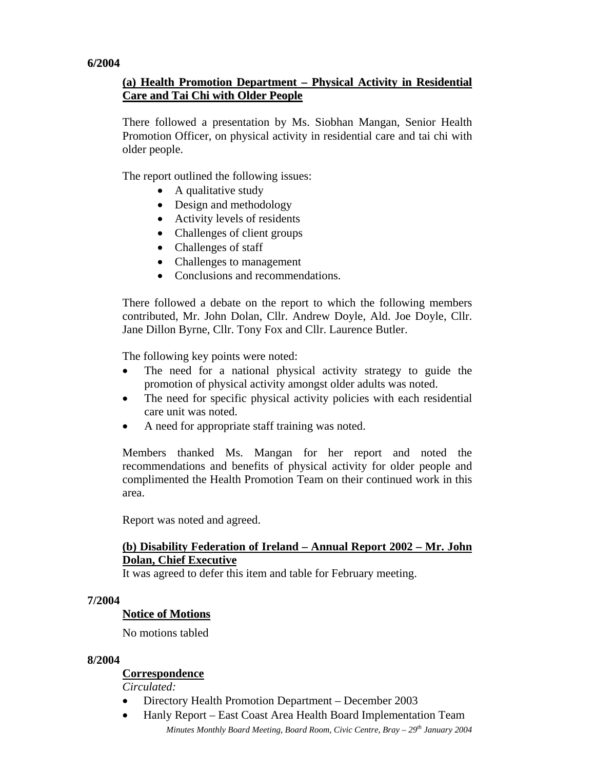**6/2004**

**(a) Health Promotion Department – Physical Activity in Residential Care and Tai Chi with Older People**

There followed a presentation by Ms. Siobhan Mangan, Senior Health Promotion Officer, on physical activity in residential care and tai chi with older people.

The report outlined the following issues:

- A qualitative study
- Design and methodology
- Activity levels of residents
- Challenges of client groups
- Challenges of staff
- Challenges to management
- Conclusions and recommendations.

There followed a debate on the report to which the following members contributed, Mr. John Dolan, Cllr. Andrew Doyle, Ald. Joe Doyle, Cllr. Jane Dillon Byrne, Cllr. Tony Fox and Cllr. Laurence Butler.

The following key points were noted:

- The need for a national physical activity strategy to guide the promotion of physical activity amongst older adults was noted.
- The need for specific physical activity policies with each residential care unit was noted.
- A need for appropriate staff training was noted.

Members thanked Ms. Mangan for her report and noted the recommendations and benefits of physical activity for older people and complimented the Health Promotion Team on their continued work in this area.

Report was noted and agreed.

**(b) Disability Federation of Ireland – Annual Report 2002 – Mr. John Dolan, Chief Executive**

It was agreed to defer this item and table for February meeting.

**7/2004**

**Notice of Motions**

No motions tabled

**8/2004**

**Correspondence**

*Circulated:*

- Directory Health Promotion Department – December 2003
- Hanly Report – East Coast Area Health Board Implementation Team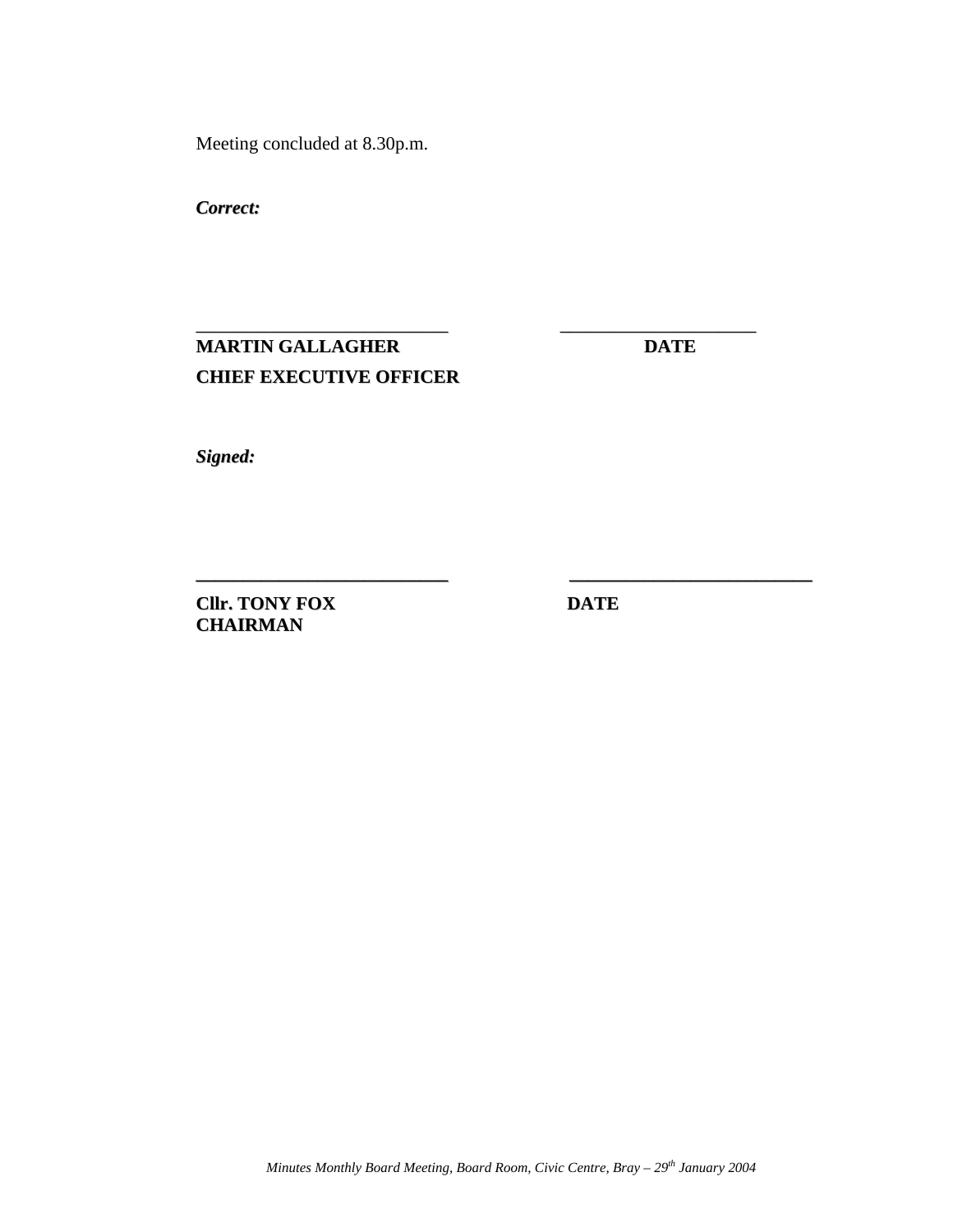Meeting concluded at 8.30p.m.

***Correct:***

\_\_\_\_\_\_\_\_\_\_\_\_\_\_\_\_\_\_\_\_\_\_\_\_\_\_ \_\_\_\_\_\_\_\_\_\_\_\_\_\_\_\_\_\_\_\_\_

**MARTIN GALLAGHER** **DATE**

**CHIEF EXECUTIVE OFFICER**

***Signed:***

\_\_\_\_\_\_\_\_\_\_\_\_\_\_\_\_\_\_\_\_\_\_\_\_\_\_ \_\_\_\_\_\_\_\_\_\_\_\_\_\_\_\_\_\_\_\_\_\_\_\_\_

**Cllr. TONY FOX** **DATE**

**CHAIRMAN**